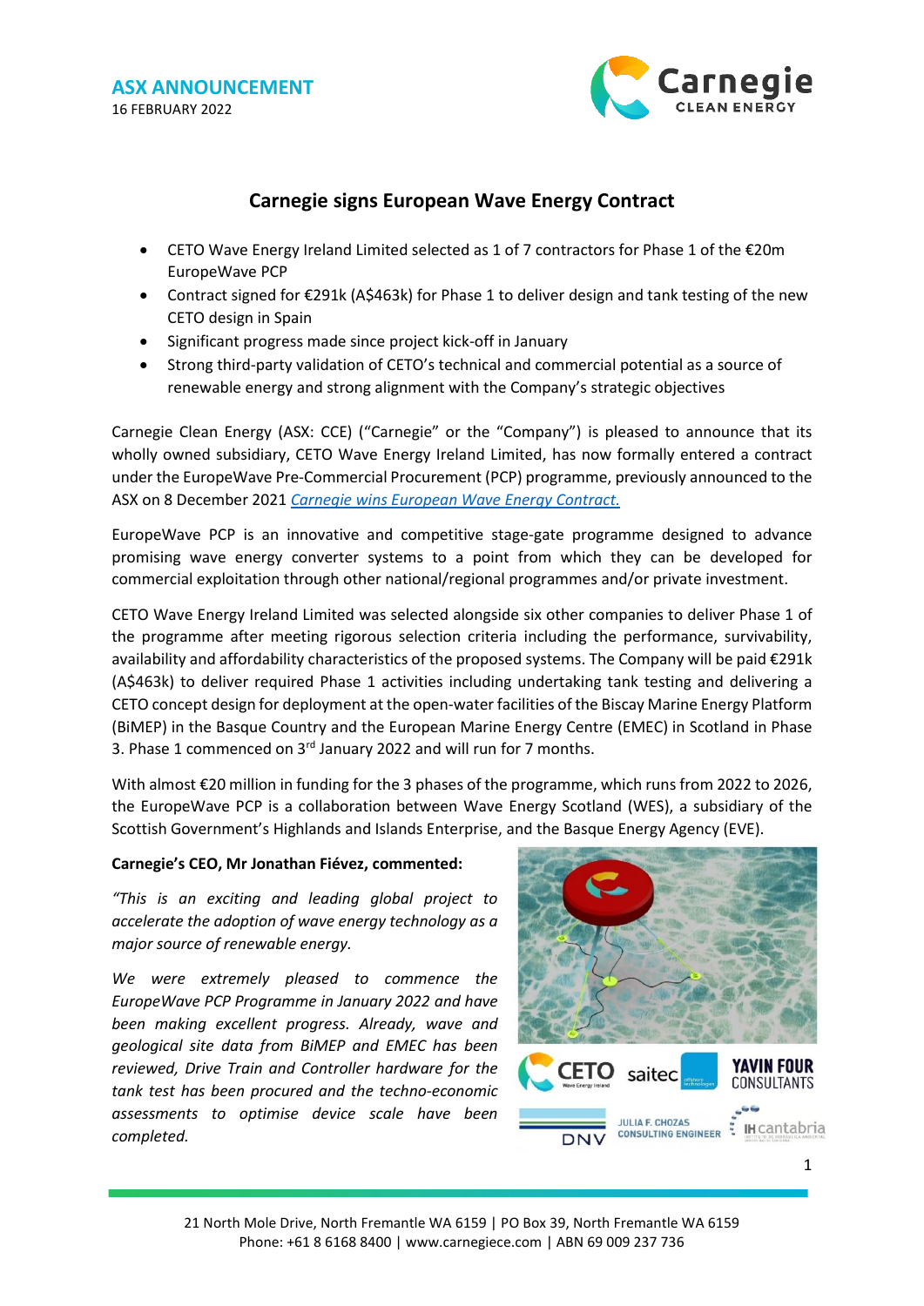**ASX ANNOUNCEMENT**
16 FEBRUARY 2022

# Carnegie signs European Wave Energy Contract

- CETO Wave Energy Ireland Limited selected as 1 of 7 contractors for Phase 1 of the €20m EuropeWave PCP
- Contract signed for €291k (A$463k) for Phase 1 to deliver design and tank testing of the new CETO design in Spain
- Significant progress made since project kick-off in January
- Strong third-party validation of CETO's technical and commercial potential as a source of renewable energy and strong alignment with the Company's strategic objectives

Carnegie Clean Energy (ASX: CCE) ("Carnegie" or the "Company") is pleased to announce that its wholly owned subsidiary, CETO Wave Energy Ireland Limited, has now formally entered a contract under the EuropeWave Pre-Commercial Procurement (PCP) programme, previously announced to the ASX on 8 December 2021 *Carnegie wins European Wave Energy Contract.*

EuropeWave PCP is an innovative and competitive stage-gate programme designed to advance promising wave energy converter systems to a point from which they can be developed for commercial exploitation through other national/regional programmes and/or private investment.

CETO Wave Energy Ireland Limited was selected alongside six other companies to deliver Phase 1 of the programme after meeting rigorous selection criteria including the performance, survivability, availability and affordability characteristics of the proposed systems. The Company will be paid €291k (A$463k) to deliver required Phase 1 activities including undertaking tank testing and delivering a CETO concept design for deployment at the open-water facilities of the Biscay Marine Energy Platform (BiMEP) in the Basque Country and the European Marine Energy Centre (EMEC) in Scotland in Phase 3. Phase 1 commenced on 3rd January 2022 and will run for 7 months.

With almost €20 million in funding for the 3 phases of the programme, which runs from 2022 to 2026, the EuropeWave PCP is a collaboration between Wave Energy Scotland (WES), a subsidiary of the Scottish Government's Highlands and Islands Enterprise, and the Basque Energy Agency (EVE).

**Carnegie's CEO, Mr Jonathan Fiévez, commented:**

*"This is an exciting and leading global project to accelerate the adoption of wave energy technology as a major source of renewable energy.*

*We were extremely pleased to commence the EuropeWave PCP Programme in January 2022 and have been making excellent progress. Already, wave and geological site data from BiMEP and EMEC has been reviewed, Drive Train and Controller hardware for the tank test has been procured and the techno-economic assessments to optimise device scale have been completed.*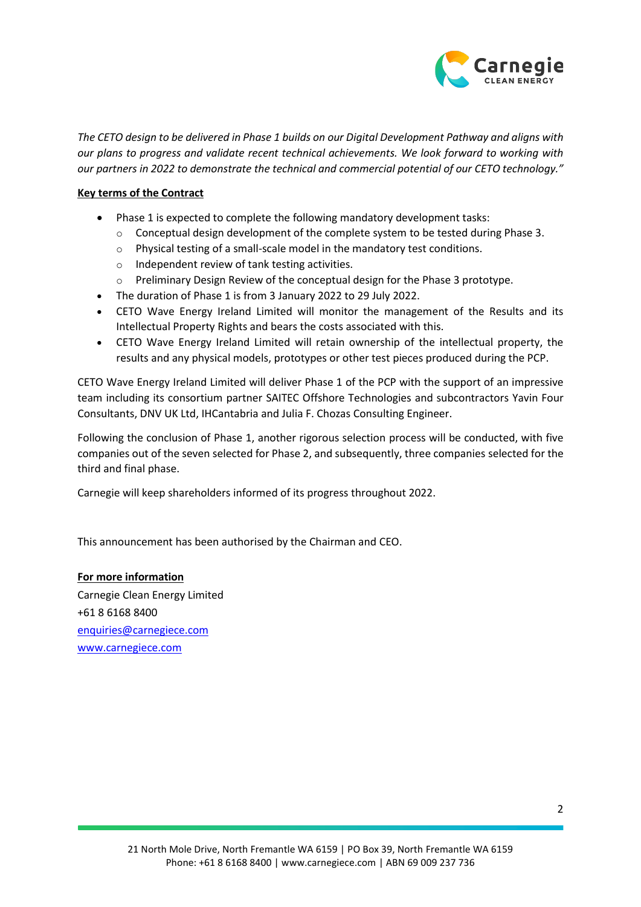*The CETO design to be delivered in Phase 1 builds on our Digital Development Pathway and aligns with our plans to progress and validate recent technical achievements. We look forward to working with our partners in 2022 to demonstrate the technical and commercial potential of our CETO technology."*

**Key terms of the Contract**

- Phase 1 is expected to complete the following mandatory development tasks:
  - Conceptual design development of the complete system to be tested during Phase 3.
  - Physical testing of a small-scale model in the mandatory test conditions.
  - Independent review of tank testing activities.
  - Preliminary Design Review of the conceptual design for the Phase 3 prototype.
- The duration of Phase 1 is from 3 January 2022 to 29 July 2022.
- CETO Wave Energy Ireland Limited will monitor the management of the Results and its Intellectual Property Rights and bears the costs associated with this.
- CETO Wave Energy Ireland Limited will retain ownership of the intellectual property, the results and any physical models, prototypes or other test pieces produced during the PCP.

CETO Wave Energy Ireland Limited will deliver Phase 1 of the PCP with the support of an impressive team including its consortium partner SAITEC Offshore Technologies and subcontractors Yavin Four Consultants, DNV UK Ltd, IHCantabria and Julia F. Chozas Consulting Engineer.

Following the conclusion of Phase 1, another rigorous selection process will be conducted, with five companies out of the seven selected for Phase 2, and subsequently, three companies selected for the third and final phase.

Carnegie will keep shareholders informed of its progress throughout 2022.

This announcement has been authorised by the Chairman and CEO.

**For more information**

Carnegie Clean Energy Limited
+61 8 6168 8400
enquiries@carnegiece.com
www.carnegiece.com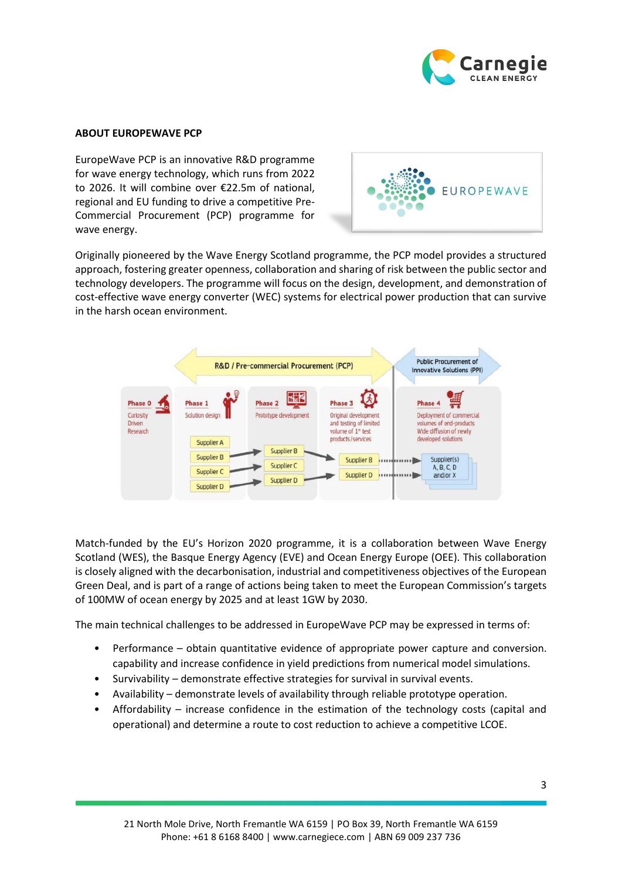**ABOUT EUROPEWAVE PCP**

EuropeWave PCP is an innovative R&D programme for wave energy technology, which runs from 2022 to 2026. It will combine over €22.5m of national, regional and EU funding to drive a competitive Pre-Commercial Procurement (PCP) programme for wave energy.

Originally pioneered by the Wave Energy Scotland programme, the PCP model provides a structured approach, fostering greater openness, collaboration and sharing of risk between the public sector and technology developers. The programme will focus on the design, development, and demonstration of cost-effective wave energy converter (WEC) systems for electrical power production that can survive in the harsh ocean environment.

Match-funded by the EU's Horizon 2020 programme, it is a collaboration between Wave Energy Scotland (WES), the Basque Energy Agency (EVE) and Ocean Energy Europe (OEE). This collaboration is closely aligned with the decarbonisation, industrial and competitiveness objectives of the European Green Deal, and is part of a range of actions being taken to meet the European Commission's targets of 100MW of ocean energy by 2025 and at least 1GW by 2030.

The main technical challenges to be addressed in EuropeWave PCP may be expressed in terms of:

- Performance – obtain quantitative evidence of appropriate power capture and conversion. capability and increase confidence in yield predictions from numerical model simulations.
- Survivability – demonstrate effective strategies for survival in survival events.
- Availability – demonstrate levels of availability through reliable prototype operation.
- Affordability – increase confidence in the estimation of the technology costs (capital and operational) and determine a route to cost reduction to achieve a competitive LCOE.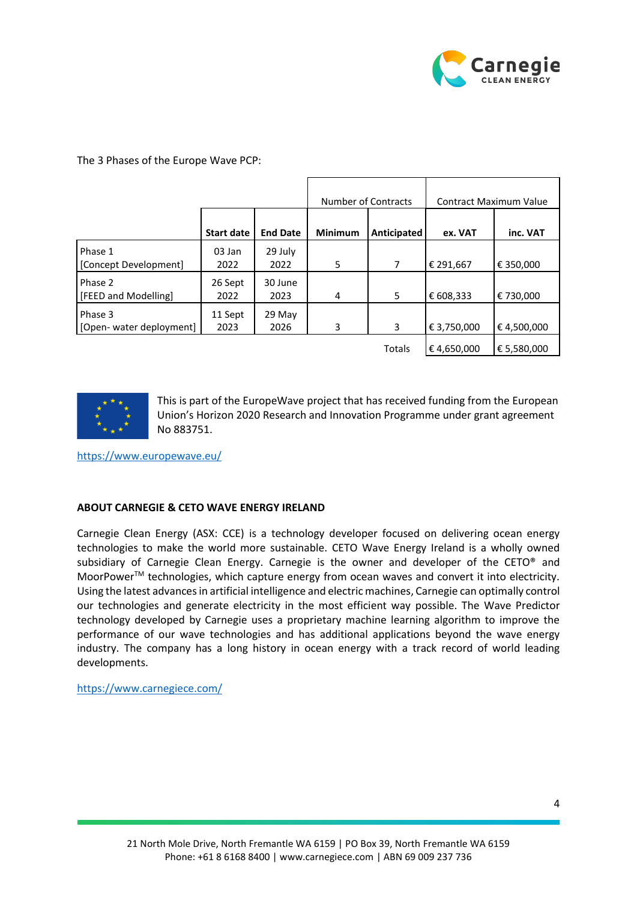The 3 Phases of the Europe Wave PCP:

| | | | Number of Contracts | | Contract Maximum Value | |
|---|---|---|---|---|---|---|
| | **Start date** | **End Date** | **Minimum** | **Anticipated** | **ex. VAT** | **inc. VAT** |
| Phase 1 [Concept Development] | 03 Jan 2022 | 29 July 2022 | 5 | 7 | € 291,667 | € 350,000 |
| Phase 2 [FEED and Modelling] | 26 Sept 2022 | 30 June 2023 | 4 | 5 | € 608,333 | € 730,000 |
| Phase 3 [Open- water deployment] | 11 Sept 2023 | 29 May 2026 | 3 | 3 | € 3,750,000 | € 4,500,000 |
| | | | | Totals | € 4,650,000 | € 5,580,000 |

This is part of the EuropeWave project that has received funding from the European Union's Horizon 2020 Research and Innovation Programme under grant agreement No 883751.

https://www.europewave.eu/

**ABOUT CARNEGIE & CETO WAVE ENERGY IRELAND**

Carnegie Clean Energy (ASX: CCE) is a technology developer focused on delivering ocean energy technologies to make the world more sustainable. CETO Wave Energy Ireland is a wholly owned subsidiary of Carnegie Clean Energy. Carnegie is the owner and developer of the CETO® and MoorPower™ technologies, which capture energy from ocean waves and convert it into electricity. Using the latest advances in artificial intelligence and electric machines, Carnegie can optimally control our technologies and generate electricity in the most efficient way possible. The Wave Predictor technology developed by Carnegie uses a proprietary machine learning algorithm to improve the performance of our wave technologies and has additional applications beyond the wave energy industry. The company has a long history in ocean energy with a track record of world leading developments.

https://www.carnegiece.com/